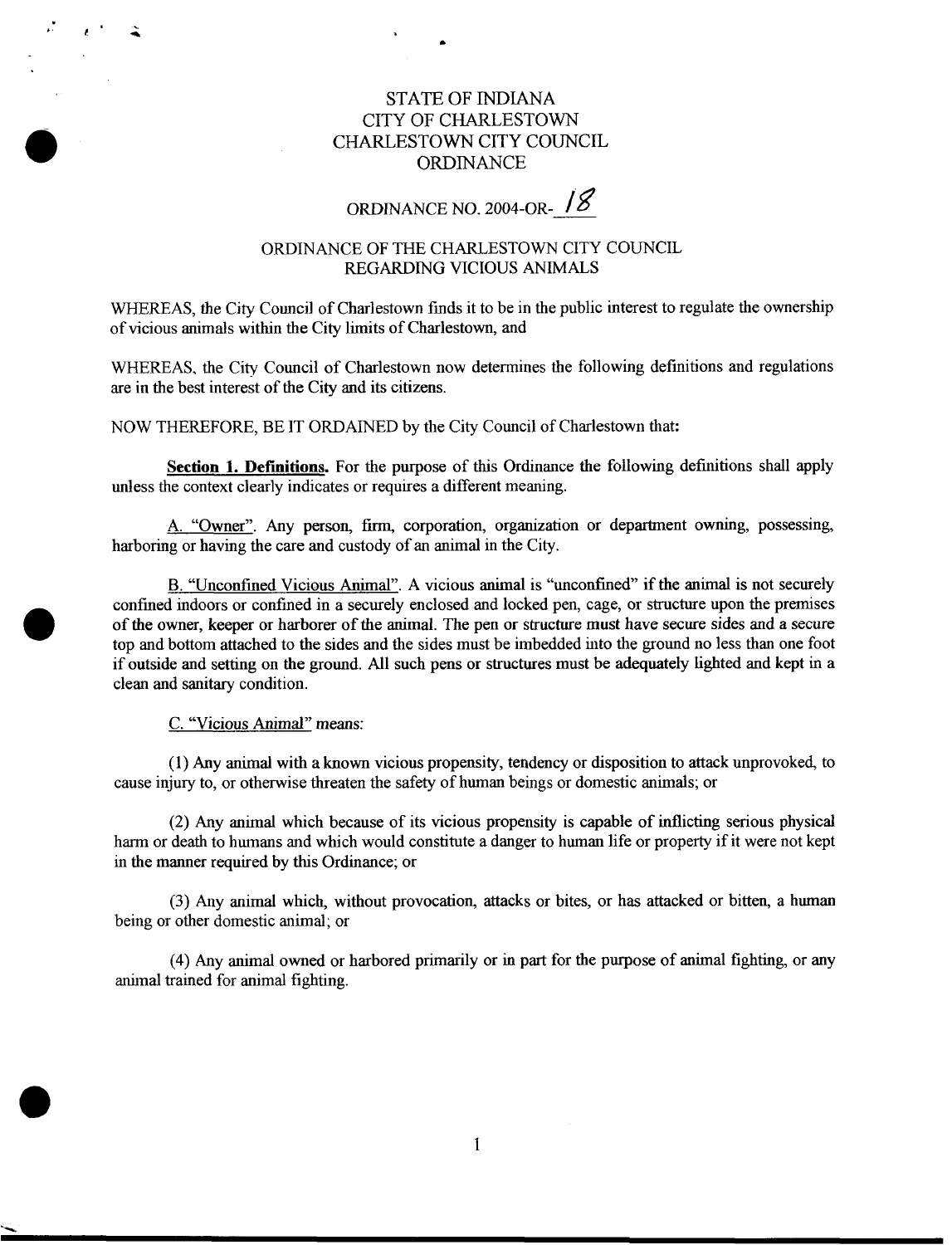# STATE OF INDIANA
# CITY OF CHARLESTOWN
# CHARLESTOWN CITY COUNCIL
# ORDINANCE

## ORDINANCE NO. 2004-OR-18

## ORDINANCE OF THE CHARLESTOWN CITY COUNCIL REGARDING VICIOUS ANIMALS

WHEREAS, the City Council of Charlestown finds it to be in the public interest to regulate the ownership of vicious animals within the City limits of Charlestown, and

WHEREAS, the City Council of Charlestown now determines the following definitions and regulations are in the best interest of the City and its citizens.

NOW THEREFORE, BE IT ORDAINED by the City Council of Charlestown that:

**Section 1. Definitions.** For the purpose of this Ordinance the following definitions shall apply unless the context clearly indicates or requires a different meaning.

A. "Owner". Any person, firm, corporation, organization or department owning, possessing, harboring or having the care and custody of an animal in the City.

B. "Unconfined Vicious Animal". A vicious animal is "unconfined" if the animal is not securely confined indoors or confined in a securely enclosed and locked pen, cage, or structure upon the premises of the owner, keeper or harborer of the animal. The pen or structure must have secure sides and a secure top and bottom attached to the sides and the sides must be imbedded into the ground no less than one foot if outside and setting on the ground. All such pens or structures must be adequately lighted and kept in a clean and sanitary condition.

C. "Vicious Animal" means:

(1) Any animal with a known vicious propensity, tendency or disposition to attack unprovoked, to cause injury to, or otherwise threaten the safety of human beings or domestic animals; or

(2) Any animal which because of its vicious propensity is capable of inflicting serious physical harm or death to humans and which would constitute a danger to human life or property if it were not kept in the manner required by this Ordinance; or

(3) Any animal which, without provocation, attacks or bites, or has attacked or bitten, a human being or other domestic animal; or

(4) Any animal owned or harbored primarily or in part for the purpose of animal fighting, or any animal trained for animal fighting.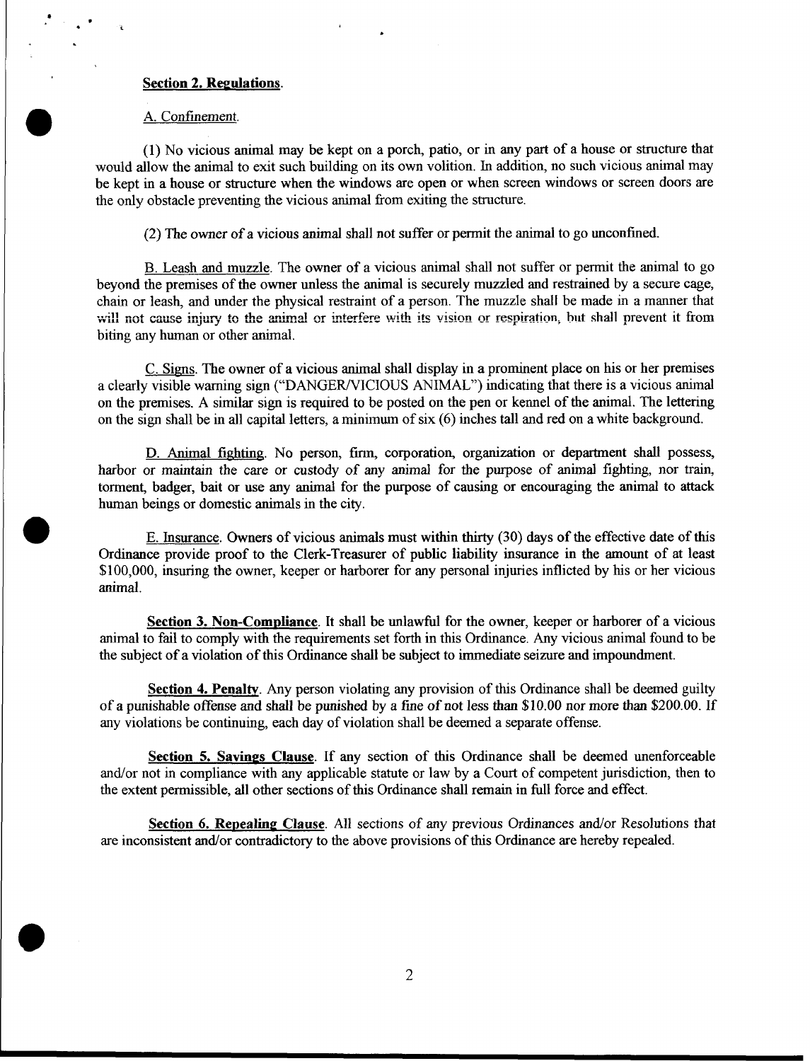**Section 2. Regulations.**

A. Confinement.

(1) No vicious animal may be kept on a porch, patio, or in any part of a house or structure that would allow the animal to exit such building on its own volition. In addition, no such vicious animal may be kept in a house or structure when the windows are open or when screen windows or screen doors are the only obstacle preventing the vicious animal from exiting the structure.

(2) The owner of a vicious animal shall not suffer or permit the animal to go unconfined.

B. Leash and muzzle. The owner of a vicious animal shall not suffer or permit the animal to go beyond the premises of the owner unless the animal is securely muzzled and restrained by a secure cage, chain or leash, and under the physical restraint of a person. The muzzle shall be made in a manner that will not cause injury to the animal or interfere with its vision or respiration, but shall prevent it from biting any human or other animal.

C. Signs. The owner of a vicious animal shall display in a prominent place on his or her premises a clearly visible warning sign ("DANGER/VICIOUS ANIMAL") indicating that there is a vicious animal on the premises. A similar sign is required to be posted on the pen or kennel of the animal. The lettering on the sign shall be in all capital letters, a minimum of six (6) inches tall and red on a white background.

D. Animal fighting. No person, firm, corporation, organization or department shall possess, harbor or maintain the care or custody of any animal for the purpose of animal fighting, nor train, torment, badger, bait or use any animal for the purpose of causing or encouraging the animal to attack human beings or domestic animals in the city.

E. Insurance. Owners of vicious animals must within thirty (30) days of the effective date of this Ordinance provide proof to the Clerk-Treasurer of public liability insurance in the amount of at least $100,000, insuring the owner, keeper or harborer for any personal injuries inflicted by his or her vicious animal.

**Section 3. Non-Compliance**. It shall be unlawful for the owner, keeper or harborer of a vicious animal to fail to comply with the requirements set forth in this Ordinance. Any vicious animal found to be the subject of a violation of this Ordinance shall be subject to immediate seizure and impoundment.

**Section 4. Penalty**. Any person violating any provision of this Ordinance shall be deemed guilty of a punishable offense and shall be punished by a fine of not less than $10.00 nor more than $200.00. If any violations be continuing, each day of violation shall be deemed a separate offense.

**Section 5. Savings Clause**. If any section of this Ordinance shall be deemed unenforceable and/or not in compliance with any applicable statute or law by a Court of competent jurisdiction, then to the extent permissible, all other sections of this Ordinance shall remain in full force and effect.

**Section 6. Repealing Clause**. All sections of any previous Ordinances and/or Resolutions that are inconsistent and/or contradictory to the above provisions of this Ordinance are hereby repealed.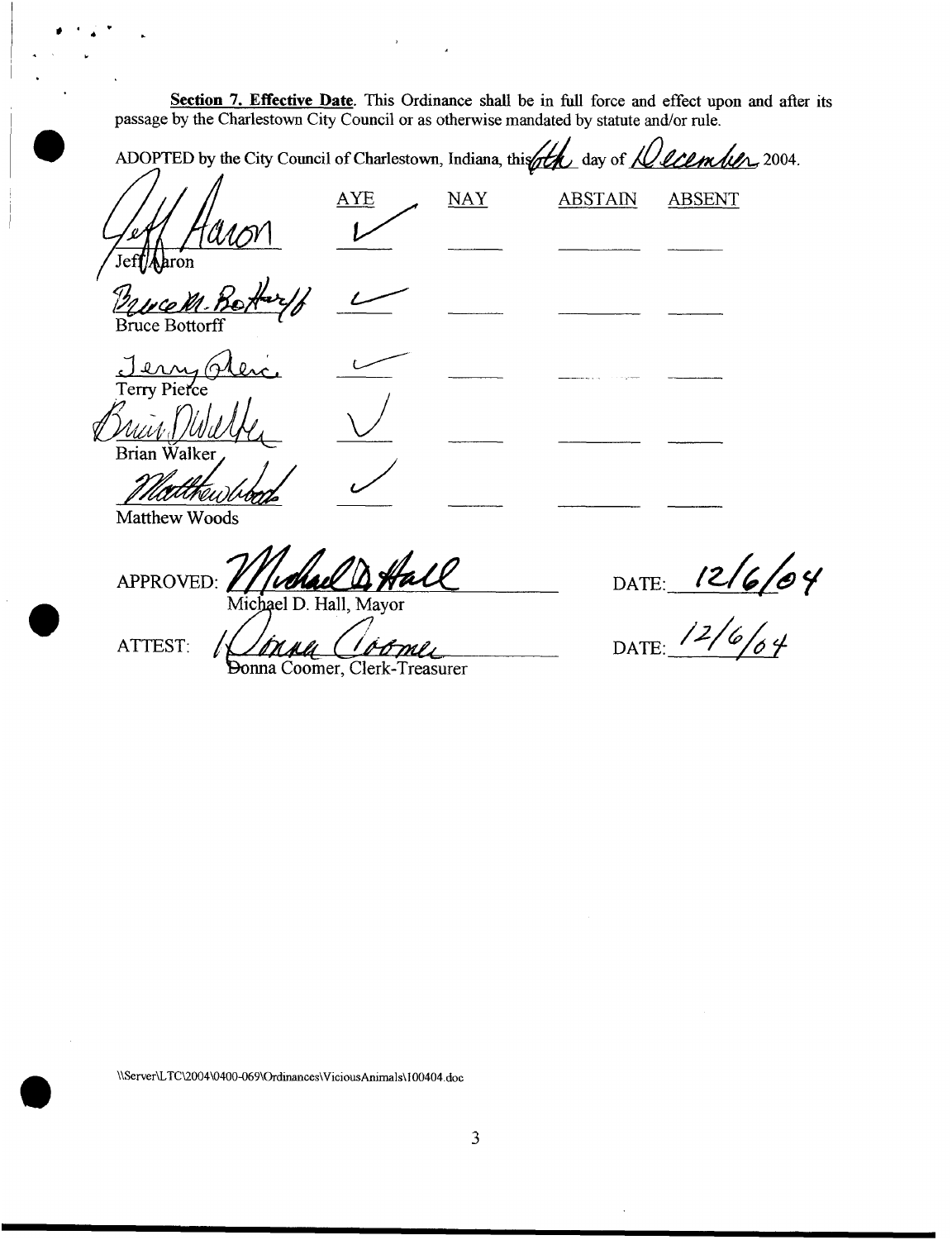**Section 7. Effective Date**. This Ordinance shall be in full force and effect upon and after its passage by the Charlestown City Council or as otherwise mandated by statute and/or rule.

ADOPTED by the City Council of Charlestown, Indiana, this 6th day of December 2004.

| | AYE | NAY | ABSTAIN | ABSENT |
|---|---|---|---|---|
| Jeff Aaron | ✓ | | | |
| Bruce Bottorff | ✓ | | | |
| Terry Pierce | ✓ | | | |
| Brian Walker | ✓ | | | |
| Matthew Woods | ✓ | | | |

APPROVED: Michael D. Hall, Mayor DATE: 12/6/04

ATTEST: Donna Coomer, Clerk-Treasurer DATE: 12/6/04

\\Server\LTC\2004\0400-069\Ordinances\ViciousAnimals\100404.doc